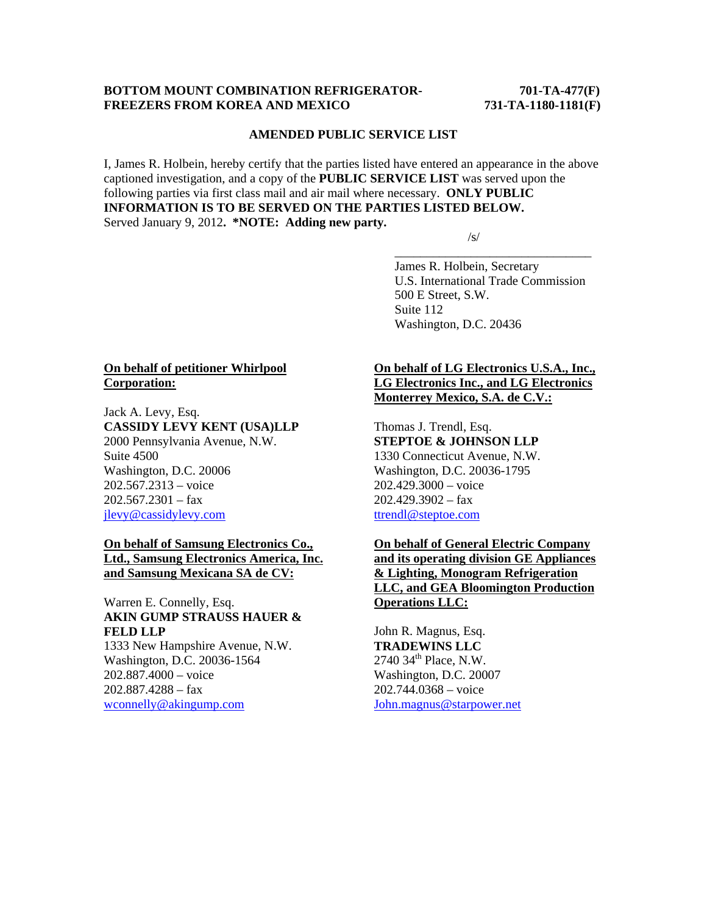**BOTTOM MOUNT COMBINATION REFRIGERATOR-FREEZERS FROM KOREA AND MEXICO**

**701-TA-477(F)**
**731-TA-1180-1181(F)**

**AMENDED PUBLIC SERVICE LIST**

I, James R. Holbein, hereby certify that the parties listed have entered an appearance in the above captioned investigation, and a copy of the **PUBLIC SERVICE LIST** was served upon the following parties via first class mail and air mail where necessary. **ONLY PUBLIC INFORMATION IS TO BE SERVED ON THE PARTIES LISTED BELOW.**
Served January 9, 2012**. *NOTE: Adding new party.**

/s/
\_\_\_\_\_\_\_\_\_\_\_\_\_\_\_\_\_\_\_\_\_\_\_\_\_\_\_\_\_\_\_\_
James R. Holbein, Secretary
U.S. International Trade Commission
500 E Street, S.W.
Suite 112
Washington, D.C. 20436

**On behalf of petitioner Whirlpool Corporation:**

Jack A. Levy, Esq.
**CASSIDY LEVY KENT (USA)LLP**
2000 Pennsylvania Avenue, N.W.
Suite 4500
Washington, D.C. 20006
202.567.2313 – voice
202.567.2301 – fax
jlevy@cassidylevy.com

**On behalf of Samsung Electronics Co., Ltd., Samsung Electronics America, Inc. and Samsung Mexicana SA de CV:**

Warren E. Connelly, Esq.
**AKIN GUMP STRAUSS HAUER & FELD LLP**
1333 New Hampshire Avenue, N.W.
Washington, D.C. 20036-1564
202.887.4000 – voice
202.887.4288 – fax
wconnelly@akingump.com

**On behalf of LG Electronics U.S.A., Inc., LG Electronics Inc., and LG Electronics Monterrey Mexico, S.A. de C.V.:**

Thomas J. Trendl, Esq.
**STEPTOE & JOHNSON LLP**
1330 Connecticut Avenue, N.W.
Washington, D.C. 20036-1795
202.429.3000 – voice
202.429.3902 – fax
ttrendl@steptoe.com

**On behalf of General Electric Company and its operating division GE Appliances & Lighting, Monogram Refrigeration LLC, and GEA Bloomington Production Operations LLC:**

John R. Magnus, Esq.
**TRADEWINS LLC**
2740 34th Place, N.W.
Washington, D.C. 20007
202.744.0368 – voice
John.magnus@starpower.net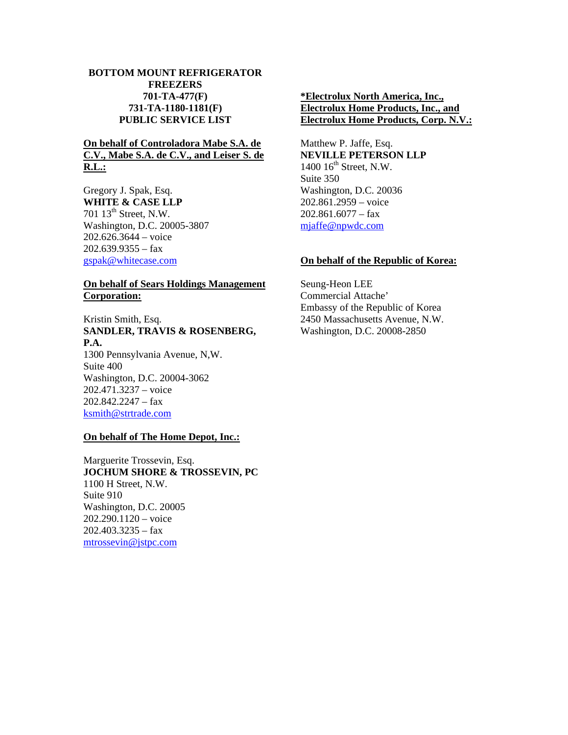**BOTTOM MOUNT REFRIGERATOR FREEZERS**
**701-TA-477(F)**
**731-TA-1180-1181(F)**
**PUBLIC SERVICE LIST**

**On behalf of Controladora Mabe S.A. de C.V., Mabe S.A. de C.V., and Leiser S. de R.L.:**

Gregory J. Spak, Esq.
**WHITE & CASE LLP**
701 13th Street, N.W.
Washington, D.C. 20005-3807
202.626.3644 – voice
202.639.9355 – fax
gspak@whitecase.com

**On behalf of Sears Holdings Management Corporation:**

Kristin Smith, Esq.
**SANDLER, TRAVIS & ROSENBERG, P.A.**
1300 Pennsylvania Avenue, N,W.
Suite 400
Washington, D.C. 20004-3062
202.471.3237 – voice
202.842.2247 – fax
ksmith@strtrade.com

**On behalf of The Home Depot, Inc.:**

Marguerite Trossevin, Esq.
**JOCHUM SHORE & TROSSEVIN, PC**
1100 H Street, N.W.
Suite 910
Washington, D.C. 20005
202.290.1120 – voice
202.403.3235 – fax
mtrossevin@jstpc.com

***Electrolux North America, Inc., Electrolux Home Products, Inc., and Electrolux Home Products, Corp. N.V.:**

Matthew P. Jaffe, Esq.
**NEVILLE PETERSON LLP**
1400 16th Street, N.W.
Suite 350
Washington, D.C. 20036
202.861.2959 – voice
202.861.6077 – fax
mjaffe@npwdc.com

**On behalf of the Republic of Korea:**

Seung-Heon LEE
Commercial Attache'
Embassy of the Republic of Korea
2450 Massachusetts Avenue, N.W.
Washington, D.C. 20008-2850